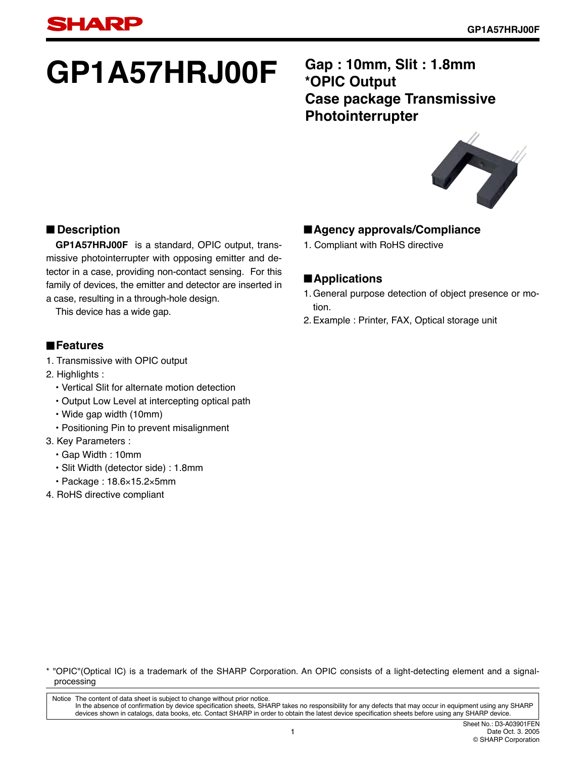# GP1A57HRJ00F

## Gap : 10mm, Slit : 1.8mm *OPIC Output Case package Transmissive Photointerrupter

### ■ Description

**GP1A57HRJ00F** is a standard, OPIC output, transmissive photointerrupter with opposing emitter and detector in a case, providing non-contact sensing. For this family of devices, the emitter and detector are inserted in a case, resulting in a through-hole design.

This device has a wide gap.

### ■ Features

1. Transmissive with OPIC output
2. Highlights :
   - Vertical Slit for alternate motion detection
   - Output Low Level at intercepting optical path
   - Wide gap width (10mm)
   - Positioning Pin to prevent misalignment
3. Key Parameters :
   - Gap Width : 10mm
   - Slit Width (detector side) : 1.8mm
   - Package : 18.6×15.2×5mm
4. RoHS directive compliant

### ■ Agency approvals/Compliance

1. Compliant with RoHS directive

### ■ Applications

1. General purpose detection of object presence or motion.
2. Example : Printer, FAX, Optical storage unit

* "OPIC"(Optical IC) is a trademark of the SHARP Corporation. An OPIC consists of a light-detecting element and a signal-processing

Notice The content of data sheet is subject to change without prior notice.
In the absence of confirmation by device specification sheets, SHARP takes no responsibility for any defects that may occur in equipment using any SHARP devices shown in catalogs, data books, etc. Contact SHARP in order to obtain the latest device specification sheets before using any SHARP device.

Sheet No.: D3-A03901FEN
Date Oct. 3. 2005
© SHARP Corporation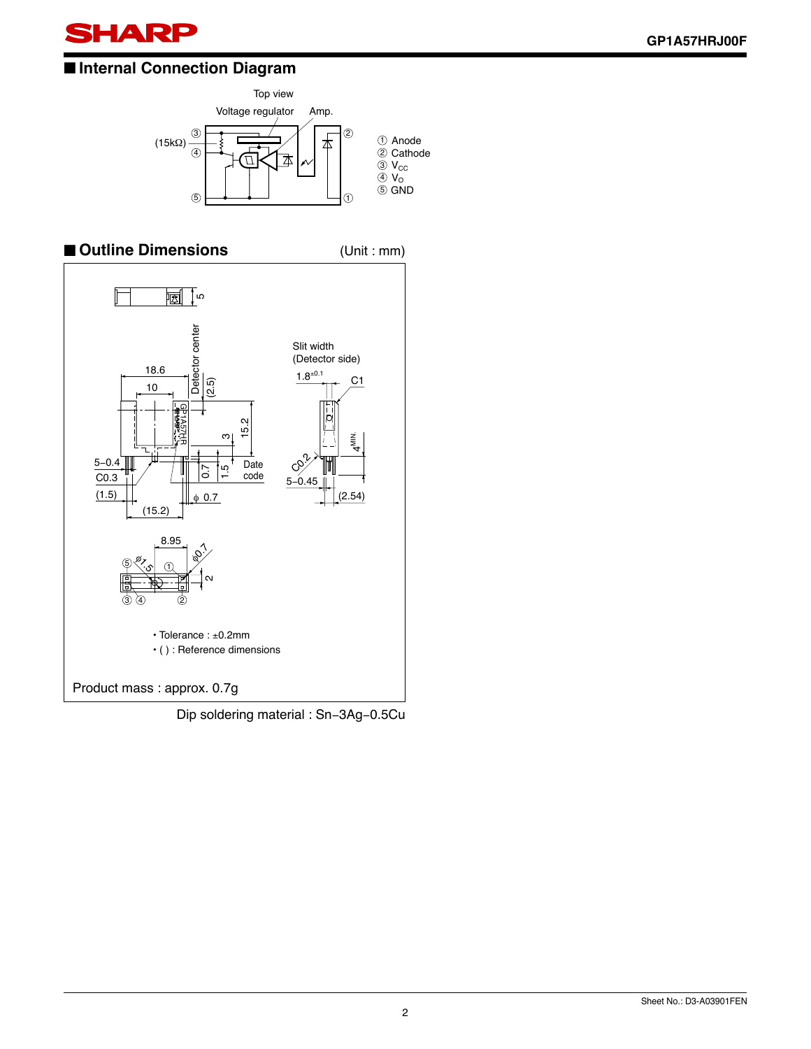## ■ Internal Connection Diagram

Top view

Voltage regulator　Amp.

(15kΩ)

① Anode
② Cathode
③ $V_{CC}$
④ $V_O$
⑤ GND

## ■ Outline Dimensions

(Unit : mm)

Slit width (Detector side)

• Tolerance : ±0.2mm
• ( ) : Reference dimensions

Product mass : approx. 0.7g

Dip soldering material : Sn−3Ag−0.5Cu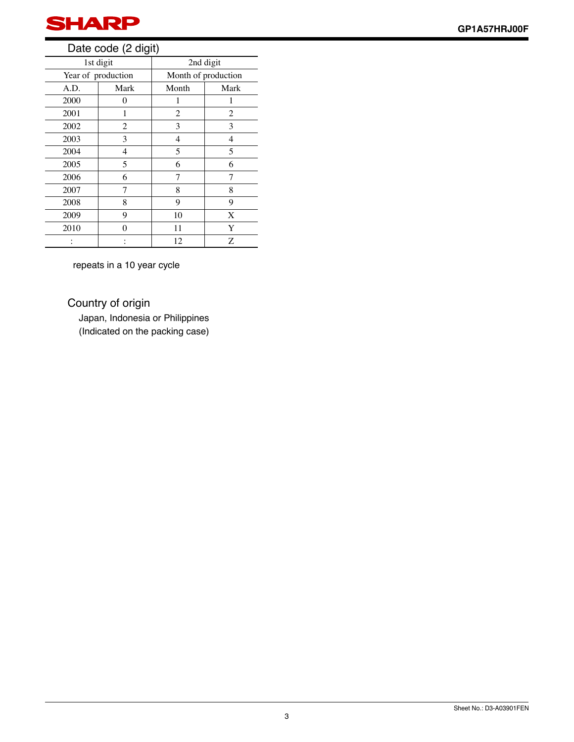## Date code (2 digit)

| 1st digit | | 2nd digit | |
|---|---|---|---|
| Year of production | | Month of production | |
| A.D. | Mark | Month | Mark |
| 2000 | 0 | 1 | 1 |
| 2001 | 1 | 2 | 2 |
| 2002 | 2 | 3 | 3 |
| 2003 | 3 | 4 | 4 |
| 2004 | 4 | 5 | 5 |
| 2005 | 5 | 6 | 6 |
| 2006 | 6 | 7 | 7 |
| 2007 | 7 | 8 | 8 |
| 2008 | 8 | 9 | 9 |
| 2009 | 9 | 10 | X |
| 2010 | 0 | 11 | Y |
| : | : | 12 | Z |

repeats in a 10 year cycle

## Country of origin

Japan, Indonesia or Philippines
(Indicated on the packing case)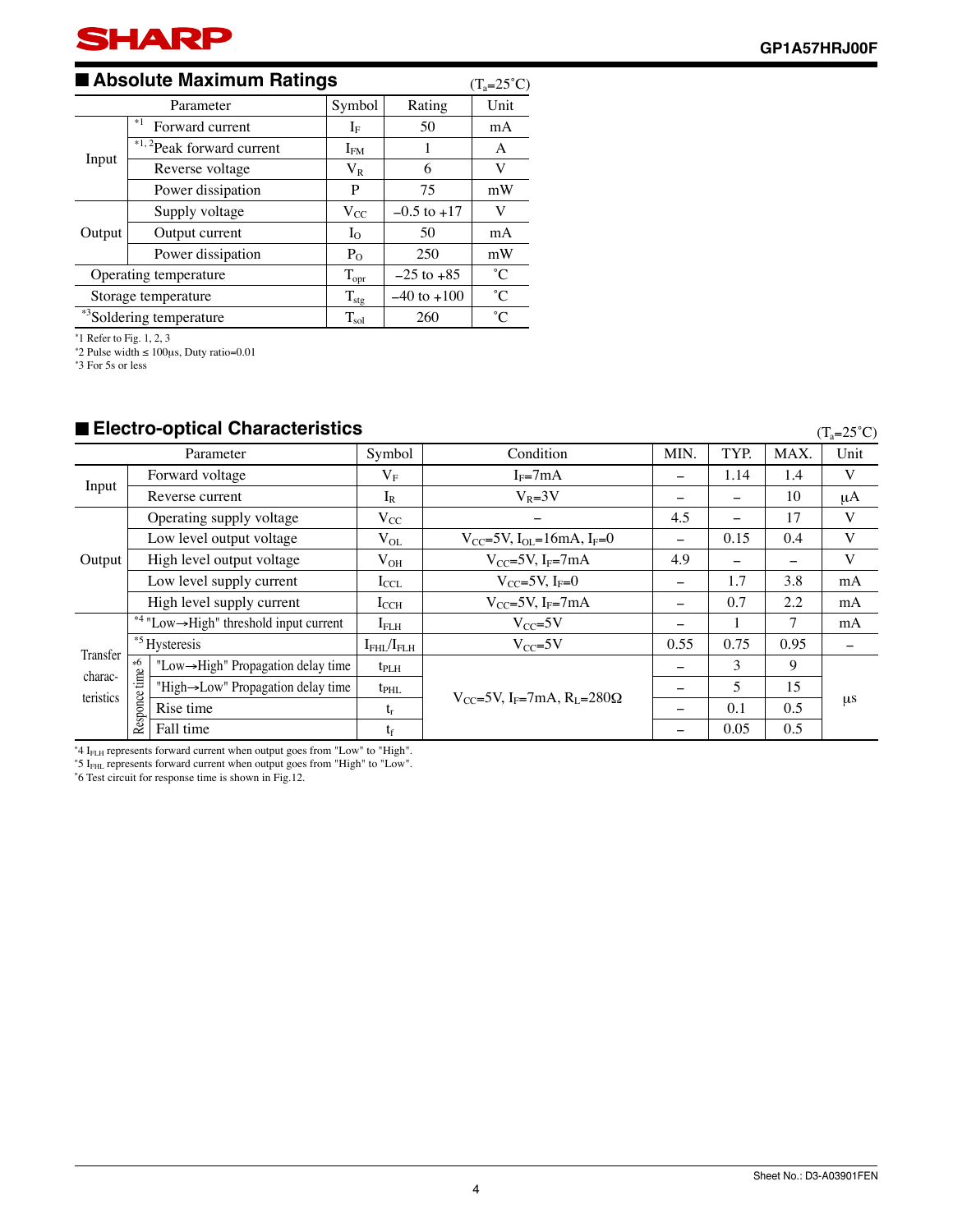## ■ Absolute Maximum Ratings

($T_a$=25˚C)

| Parameter | | Symbol | Rating | Unit |
|---|---|---|---|---|
| Input | *1 Forward current | $I_F$ | 50 | mA |
| | *1, 2 Peak forward current | $I_{FM}$ | 1 | A |
| | Reverse voltage | $V_R$ | 6 | V |
| | Power dissipation | P | 75 | mW |
| Output | Supply voltage | $V_{CC}$ | –0.5 to +17 | V |
| | Output current | $I_O$ | 50 | mA |
| | Power dissipation | $P_O$ | 250 | mW |
| Operating temperature | | $T_{opr}$ | –25 to +85 | ˚C |
| Storage temperature | | $T_{stg}$ | –40 to +100 | ˚C |
| *3 Soldering temperature | | $T_{sol}$ | 260 | ˚C |

*1 Refer to Fig. 1, 2, 3
*2 Pulse width ≤ 100µs, Duty ratio=0.01
*3 For 5s or less

## ■ Electro-optical Characteristics

($T_a$=25˚C)

| Parameter | | Symbol | Condition | MIN. | TYP. | MAX. | Unit |
|---|---|---|---|---|---|---|---|
| Input | Forward voltage | $V_F$ | $I_F$=7mA | – | 1.14 | 1.4 | V |
| | Reverse current | $I_R$ | $V_R$=3V | – | – | 10 | µA |
| Output | Operating supply voltage | $V_{CC}$ | – | 4.5 | – | 17 | V |
| | Low level output voltage | $V_{OL}$ | $V_{CC}$=5V, $I_{OL}$=16mA, $I_F$=0 | – | 0.15 | 0.4 | V |
| | High level output voltage | $V_{OH}$ | $V_{CC}$=5V, $I_F$=7mA | 4.9 | – | – | V |
| | Low level supply current | $I_{CCL}$ | $V_{CC}$=5V, $I_F$=0 | – | 1.7 | 3.8 | mA |
| | High level supply current | $I_{CCH}$ | $V_{CC}$=5V, $I_F$=7mA | – | 0.7 | 2.2 | mA |
| Transfer charac-teristics | *4 "Low→High" threshold input current | $I_{FLH}$ | $V_{CC}$=5V | – | 1 | 7 | mA |
| | *5 Hysteresis | $I_{FHL}/I_{FLH}$ | $V_{CC}$=5V | 0.55 | 0.75 | 0.95 | – |
| | *6 Responce time: "Low→High" Propagation delay time | $t_{PLH}$ | $V_{CC}$=5V, $I_F$=7mA, $R_L$=280Ω | – | 3 | 9 | µs |
| | *6 Responce time: "High→Low" Propagation delay time | $t_{PHL}$ | $V_{CC}$=5V, $I_F$=7mA, $R_L$=280Ω | – | 5 | 15 | µs |
| | *6 Responce time: Rise time | $t_r$ | $V_{CC}$=5V, $I_F$=7mA, $R_L$=280Ω | – | 0.1 | 0.5 | µs |
| | *6 Responce time: Fall time | $t_f$ | $V_{CC}$=5V, $I_F$=7mA, $R_L$=280Ω | – | 0.05 | 0.5 | µs |

*4 $I_{FLH}$ represents forward current when output goes from "Low" to "High".
*5 $I_{FHL}$ represents forward current when output goes from "High" to "Low".
*6 Test circuit for response time is shown in Fig.12.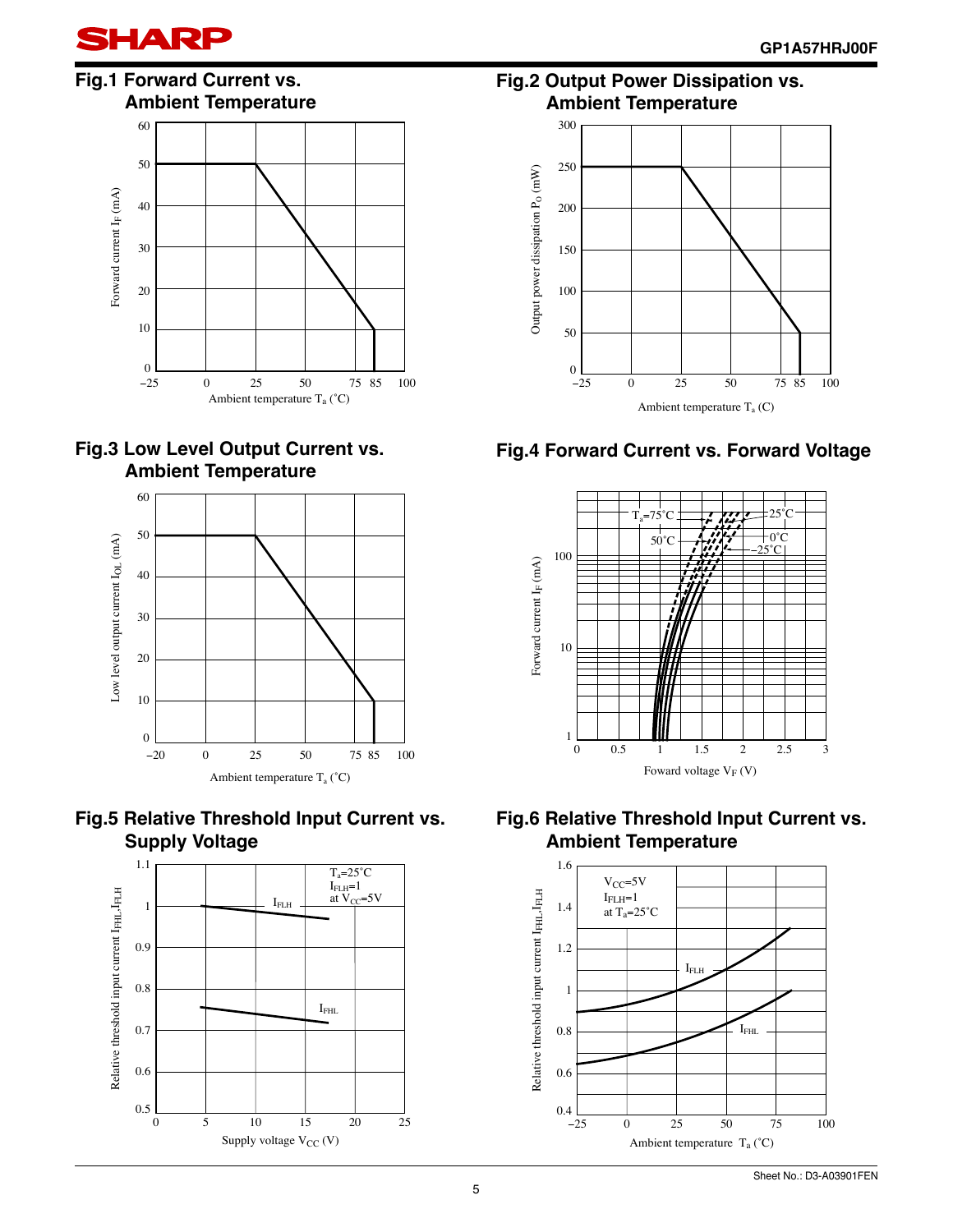## Fig.1 Forward Current vs. Ambient Temperature

Forward current $I_F$ (mA)

Ambient temperature $T_a$ (˚C)

## Fig.2 Output Power Dissipation vs. Ambient Temperature

Output power dissipation $P_O$ (mW)

Ambient temperature $T_a$ (C)

## Fig.3 Low Level Output Current vs. Ambient Temperature

Low level output current $I_{OL}$ (mA)

Ambient temperature $T_a$ (˚C)

## Fig.4 Forward Current vs. Forward Voltage

$T_a$=75˚C, 50˚C, 25˚C, 0˚C, −25˚C

Forward current $I_F$ (mA)

Foward voltage $V_F$ (V)

## Fig.5 Relative Threshold Input Current vs. Supply Voltage

$T_a$=25˚C
$I_{FLH}$=1
at $V_{CC}$=5V

Relative threshold input current $I_{FHL}$, $I_{FLH}$

Supply voltage $V_{CC}$ (V)

## Fig.6 Relative Threshold Input Current vs. Ambient Temperature

$V_{CC}$=5V
$I_{FLH}$=1
at $T_a$=25˚C

Relative threshold input current $I_{FHL}$, $I_{FLH}$

Ambient temperature $T_a$ (˚C)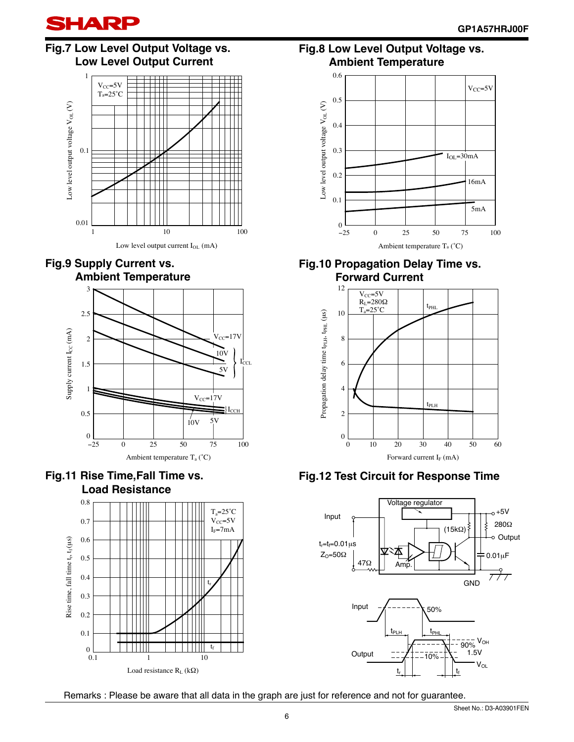## Fig.7 Low Level Output Voltage vs. Low Level Output Current

$V_{CC}$=5V
$T_a$=25˚C

Low level output voltage $V_{OL}$ (V)

Low level output current $I_{OL}$ (mA)

## Fig.8 Low Level Output Voltage vs. Ambient Temperature

$V_{CC}$=5V

$I_{OL}$=30mA, 16mA, 5mA

Low level output voltage $V_{OL}$ (V)

Ambient temperature $T_a$ (˚C)

## Fig.9 Supply Current vs. Ambient Temperature

$I_{CCL}$: $V_{CC}$=17V, 10V, 5V

$I_{CCH}$: $V_{CC}$=17V, 10V, 5V

Supply current $I_{CC}$ (mA)

Ambient temperature $T_a$ (˚C)

## Fig.10 Propagation Delay Time vs. Forward Current

$V_{CC}$=5V
$R_L$=280Ω
$T_a$=25˚C

$t_{PHL}$, $t_{PLH}$

Propagation delay time $t_{PLH}$, $t_{PHL}$ (μs)

Forward current $I_F$ (mA)

## Fig.11 Rise Time,Fall Time vs. Load Resistance

$T_a$=25˚C
$V_{CC}$=5V
$I_F$=7mA

$t_r$, $t_f$

Rise time, fall time $t_r$, $t_f$ (μs)

Load resistance $R_L$ (kΩ)

## Fig.12 Test Circuit for Response Time

Voltage regulator, Input, $t_r$=$t_f$=0.01μs, $Z_O$=50Ω, 47Ω, Amp., (15kΩ), +5V, 280Ω, Output, 0.01μF, GND

Input, 50%, $t_{PLH}$, $t_{PHL}$, Output, 90%, 10%, 1.5V, $V_{OH}$, $V_{OL}$, $t_r$, $t_f$

Remarks : Please be aware that all data in the graph are just for reference and not for guarantee.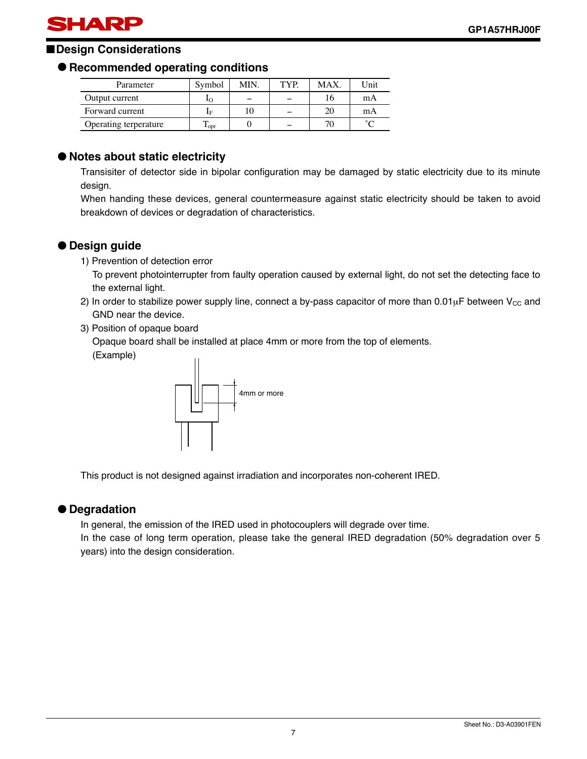## ■Design Considerations

### ● Recommended operating conditions

| Parameter | Symbol | MIN. | TYP. | MAX. | Unit |
|---|---|---|---|---|---|
| Output current | $I_O$ | – | – | 16 | mA |
| Forward current | $I_F$ | 10 | – | 20 | mA |
| Operating terperature | $T_{opr}$ | 0 | – | 70 | ˚C |

### ● Notes about static electricity

Transisiter of detector side in bipolar configuration may be damaged by static electricity due to its minute design.

When handing these devices, general countermeasure against static electricity should be taken to avoid breakdown of devices or degradation of characteristics.

### ● Design guide

1) Prevention of detection error

   To prevent photointerrupter from faulty operation caused by external light, do not set the detecting face to the external light.

2) In order to stabilize power supply line, connect a by-pass capacitor of more than 0.01μF between $V_{CC}$ and GND near the device.

3) Position of opaque board

   Opaque board shall be installed at place 4mm or more from the top of elements.

   (Example)

   4mm or more

This product is not designed against irradiation and incorporates non-coherent IRED.

### ● Degradation

In general, the emission of the IRED used in photocouplers will degrade over time.

In the case of long term operation, please take the general IRED degradation (50% degradation over 5 years) into the design consideration.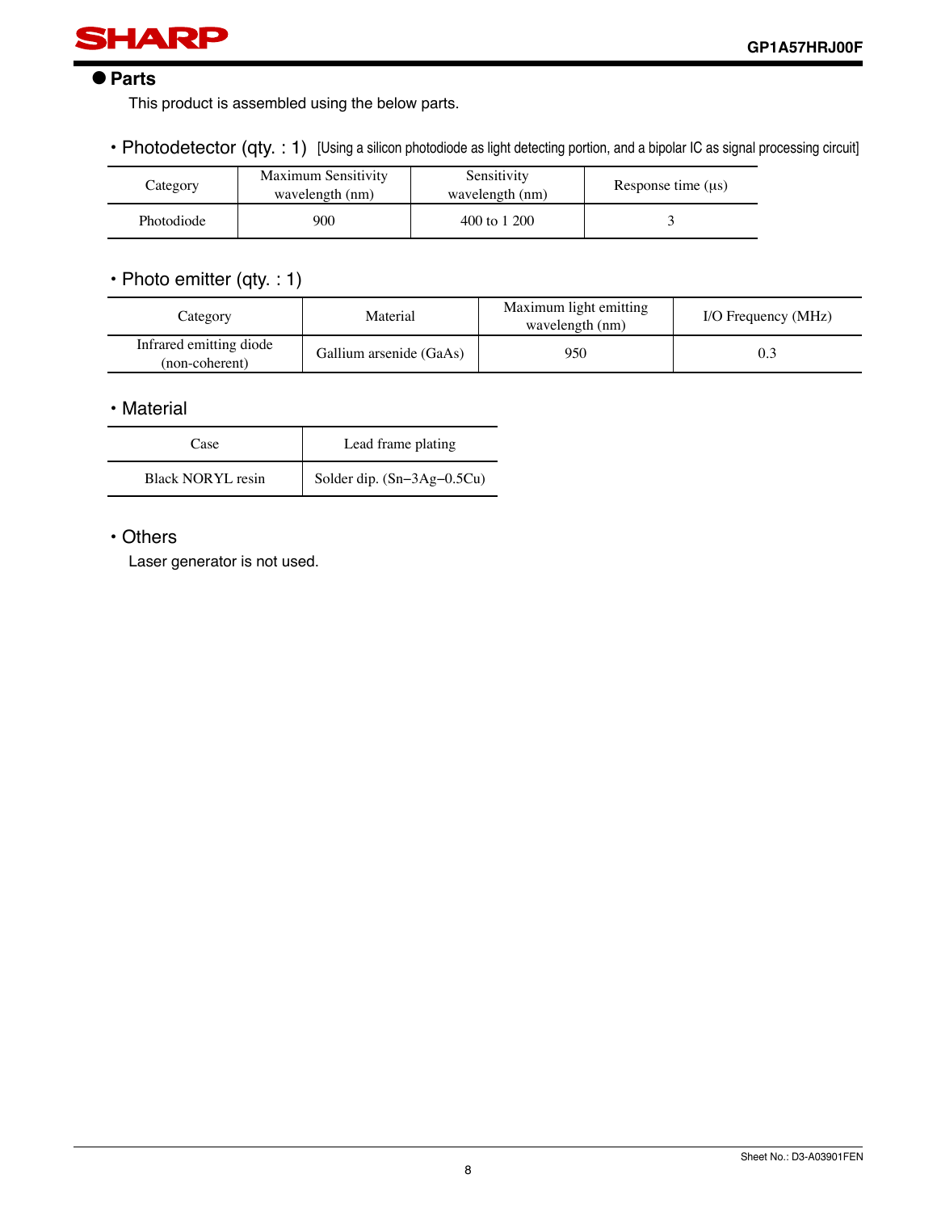## ● Parts

This product is assembled using the below parts.

### • Photodetector (qty. : 1) [Using a silicon photodiode as light detecting portion, and a bipolar IC as signal processing circuit]

| Category | Maximum Sensitivity wavelength (nm) | Sensitivity wavelength (nm) | Response time (μs) |
|---|---|---|---|
| Photodiode | 900 | 400 to 1 200 | 3 |

### • Photo emitter (qty. : 1)

| Category | Material | Maximum light emitting wavelength (nm) | I/O Frequency (MHz) |
|---|---|---|---|
| Infrared emitting diode (non-coherent) | Gallium arsenide (GaAs) | 950 | 0.3 |

### • Material

| Case | Lead frame plating |
|---|---|
| Black NORYL resin | Solder dip. (Sn−3Ag−0.5Cu) |

### • Others

Laser generator is not used.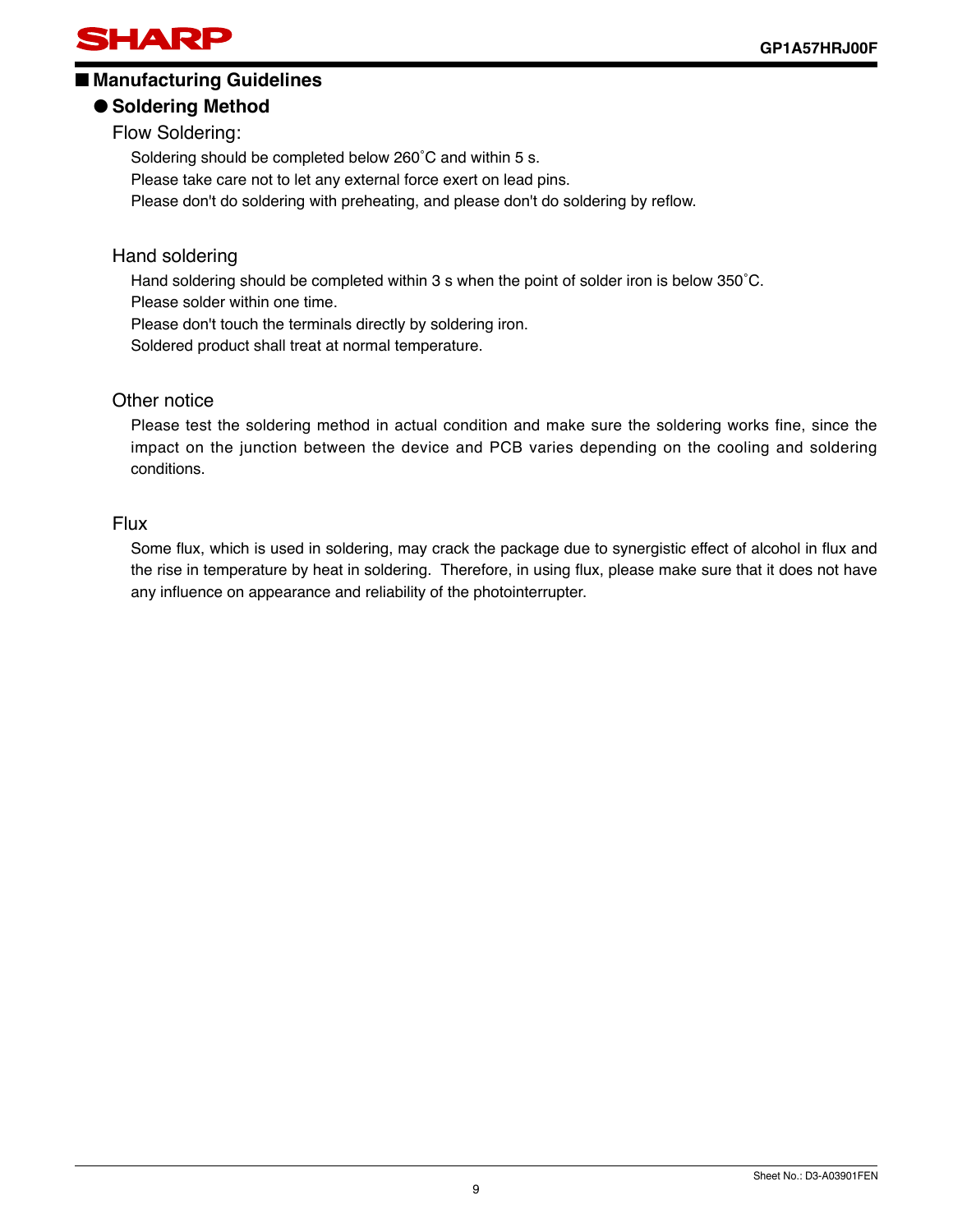## ■ Manufacturing Guidelines

### ● Soldering Method

#### Flow Soldering:

Soldering should be completed below 260˚C and within 5 s.
Please take care not to let any external force exert on lead pins.
Please don't do soldering with preheating, and please don't do soldering by reflow.

#### Hand soldering

Hand soldering should be completed within 3 s when the point of solder iron is below 350˚C.
Please solder within one time.
Please don't touch the terminals directly by soldering iron.
Soldered product shall treat at normal temperature.

#### Other notice

Please test the soldering method in actual condition and make sure the soldering works fine, since the impact on the junction between the device and PCB varies depending on the cooling and soldering conditions.

#### Flux

Some flux, which is used in soldering, may crack the package due to synergistic effect of alcohol in flux and the rise in temperature by heat in soldering. Therefore, in using flux, please make sure that it does not have any influence on appearance and reliability of the photointerrupter.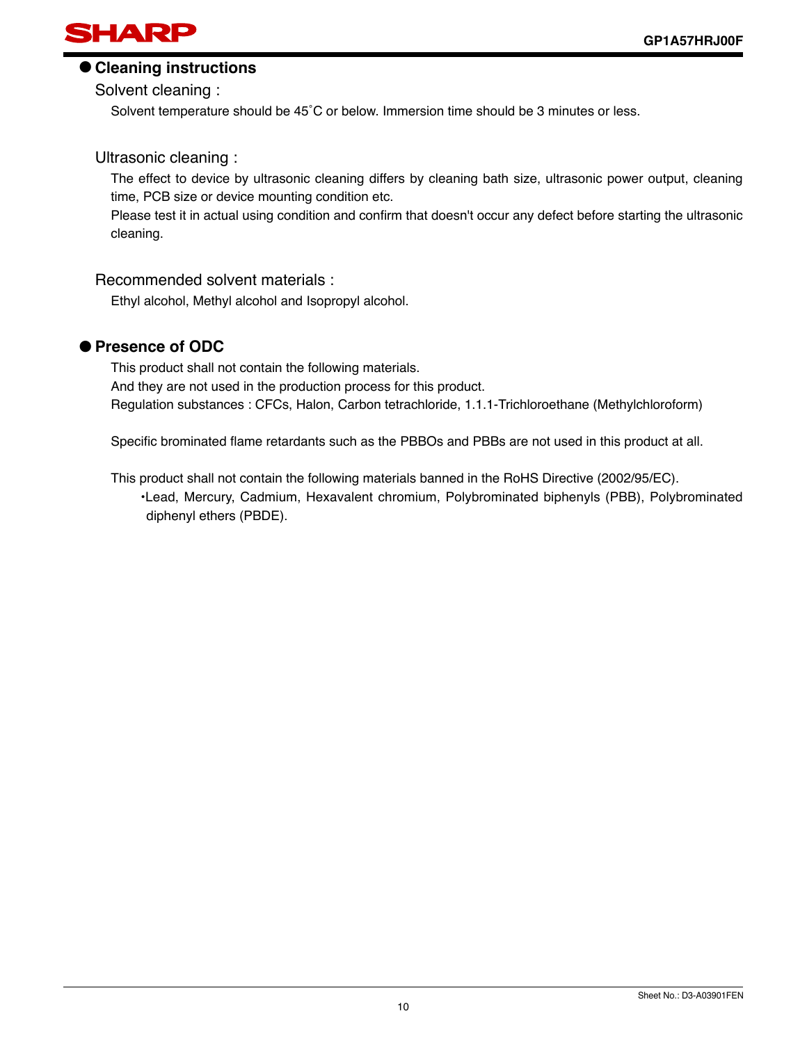## ● Cleaning instructions

### Solvent cleaning :

Solvent temperature should be 45˚C or below. Immersion time should be 3 minutes or less.

### Ultrasonic cleaning :

The effect to device by ultrasonic cleaning differs by cleaning bath size, ultrasonic power output, cleaning time, PCB size or device mounting condition etc.

Please test it in actual using condition and confirm that doesn't occur any defect before starting the ultrasonic cleaning.

### Recommended solvent materials :

Ethyl alcohol, Methyl alcohol and Isopropyl alcohol.

## ● Presence of ODC

This product shall not contain the following materials.
And they are not used in the production process for this product.
Regulation substances : CFCs, Halon, Carbon tetrachloride, 1.1.1-Trichloroethane (Methylchloroform)

Specific brominated flame retardants such as the PBBOs and PBBs are not used in this product at all.

This product shall not contain the following materials banned in the RoHS Directive (2002/95/EC).

- Lead, Mercury, Cadmium, Hexavalent chromium, Polybrominated biphenyls (PBB), Polybrominated diphenyl ethers (PBDE).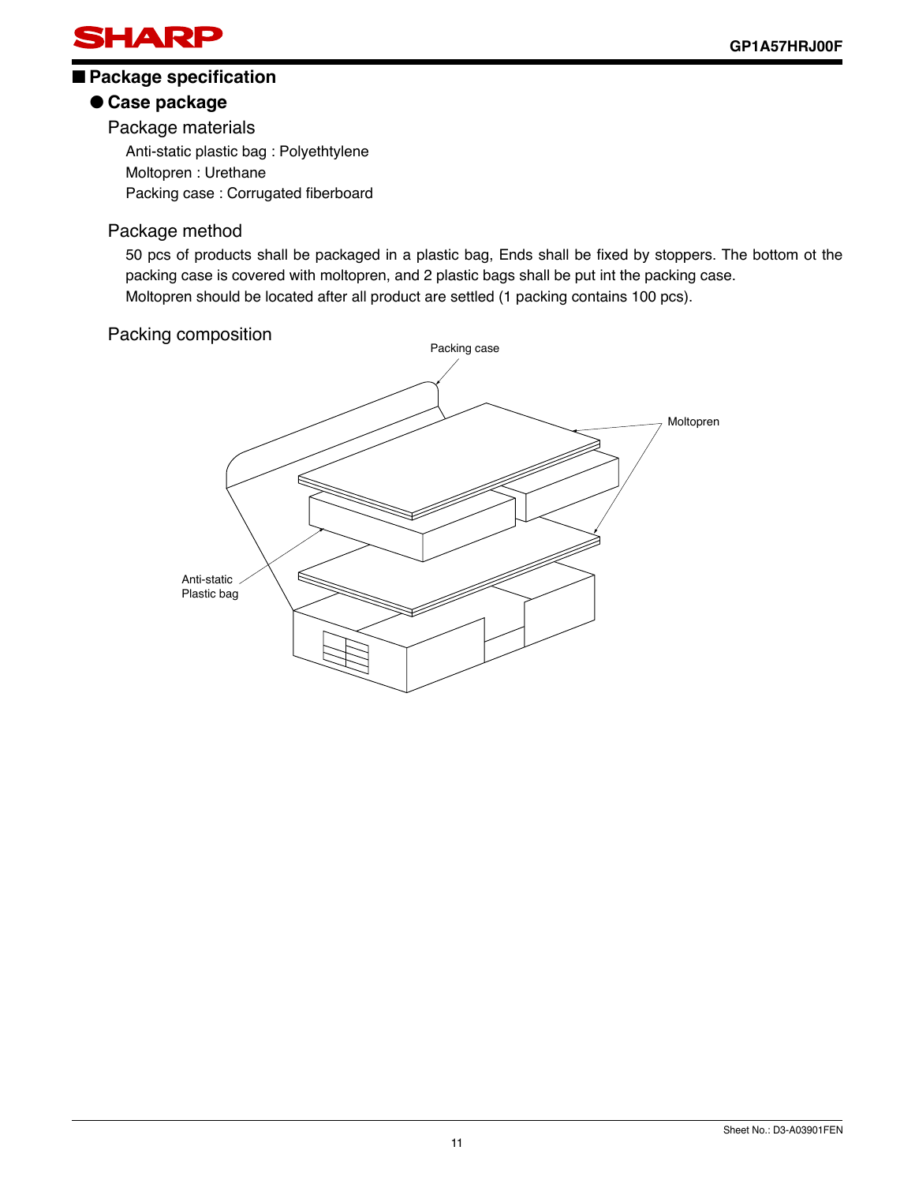## Package specification

### Case package

Package materials

Anti-static plastic bag : Polyethtylene
Moltopren : Urethane
Packing case : Corrugated fiberboard

Package method

50 pcs of products shall be packaged in a plastic bag, Ends shall be fixed by stoppers. The bottom ot the packing case is covered with moltopren, and 2 plastic bags shall be put int the packing case.
Moltopren should be located after all product are settled (1 packing contains 100 pcs).

Packing composition

Packing case

Moltopren

Anti-static
Plastic bag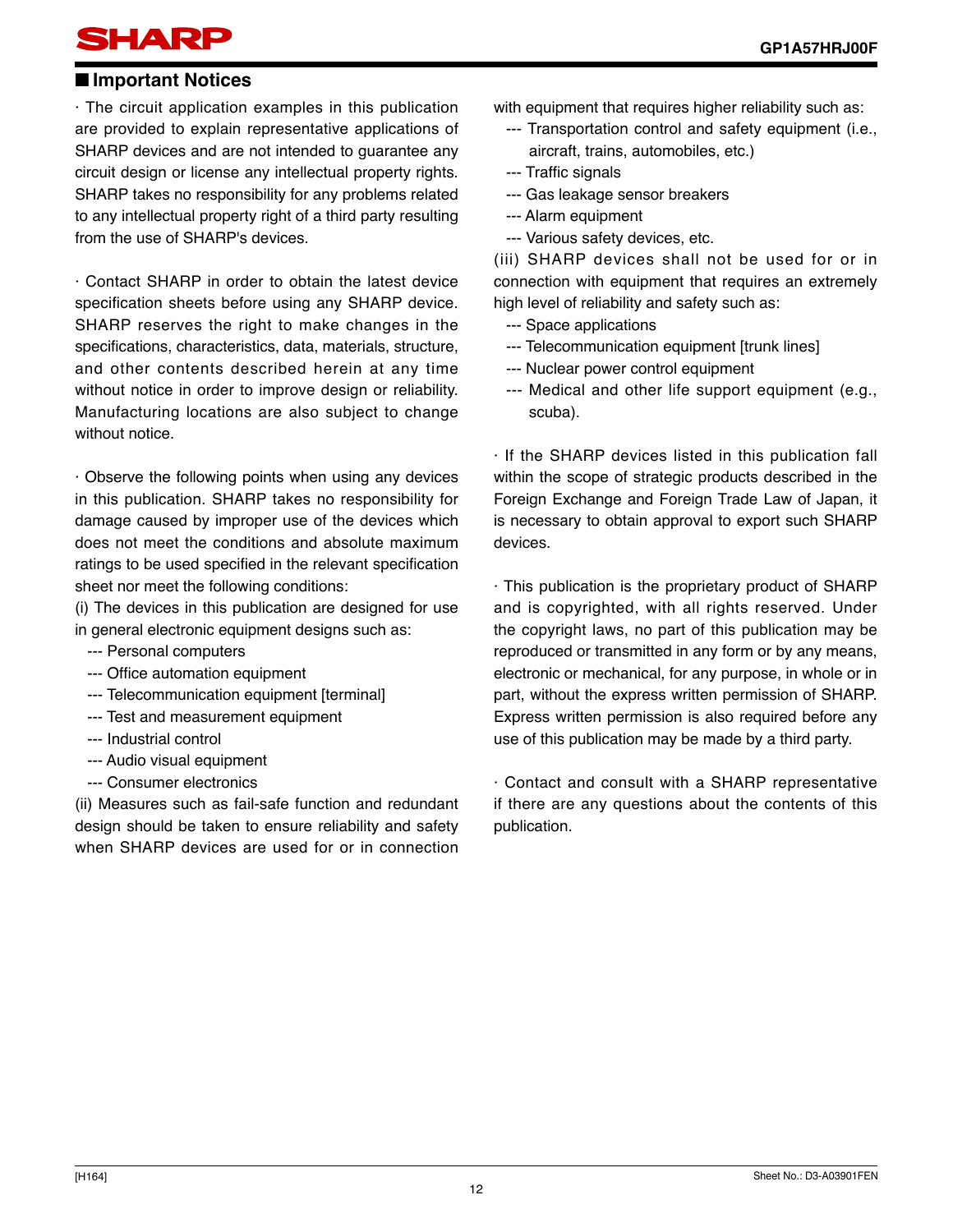## ■ Important Notices

· The circuit application examples in this publication are provided to explain representative applications of SHARP devices and are not intended to guarantee any circuit design or license any intellectual property rights. SHARP takes no responsibility for any problems related to any intellectual property right of a third party resulting from the use of SHARP's devices.

· Contact SHARP in order to obtain the latest device specification sheets before using any SHARP device. SHARP reserves the right to make changes in the specifications, characteristics, data, materials, structure, and other contents described herein at any time without notice in order to improve design or reliability. Manufacturing locations are also subject to change without notice.

· Observe the following points when using any devices in this publication. SHARP takes no responsibility for damage caused by improper use of the devices which does not meet the conditions and absolute maximum ratings to be used specified in the relevant specification sheet nor meet the following conditions:

(i) The devices in this publication are designed for use in general electronic equipment designs such as:

--- Personal computers
--- Office automation equipment
--- Telecommunication equipment [terminal]
--- Test and measurement equipment
--- Industrial control
--- Audio visual equipment
--- Consumer electronics

(ii) Measures such as fail-safe function and redundant design should be taken to ensure reliability and safety when SHARP devices are used for or in connection with equipment that requires higher reliability such as:

--- Transportation control and safety equipment (i.e., aircraft, trains, automobiles, etc.)
--- Traffic signals
--- Gas leakage sensor breakers
--- Alarm equipment
--- Various safety devices, etc.

(iii) SHARP devices shall not be used for or in connection with equipment that requires an extremely high level of reliability and safety such as:

--- Space applications
--- Telecommunication equipment [trunk lines]
--- Nuclear power control equipment
--- Medical and other life support equipment (e.g., scuba).

· If the SHARP devices listed in this publication fall within the scope of strategic products described in the Foreign Exchange and Foreign Trade Law of Japan, it is necessary to obtain approval to export such SHARP devices.

· This publication is the proprietary product of SHARP and is copyrighted, with all rights reserved. Under the copyright laws, no part of this publication may be reproduced or transmitted in any form or by any means, electronic or mechanical, for any purpose, in whole or in part, without the express written permission of SHARP. Express written permission is also required before any use of this publication may be made by a third party.

· Contact and consult with a SHARP representative if there are any questions about the contents of this publication.